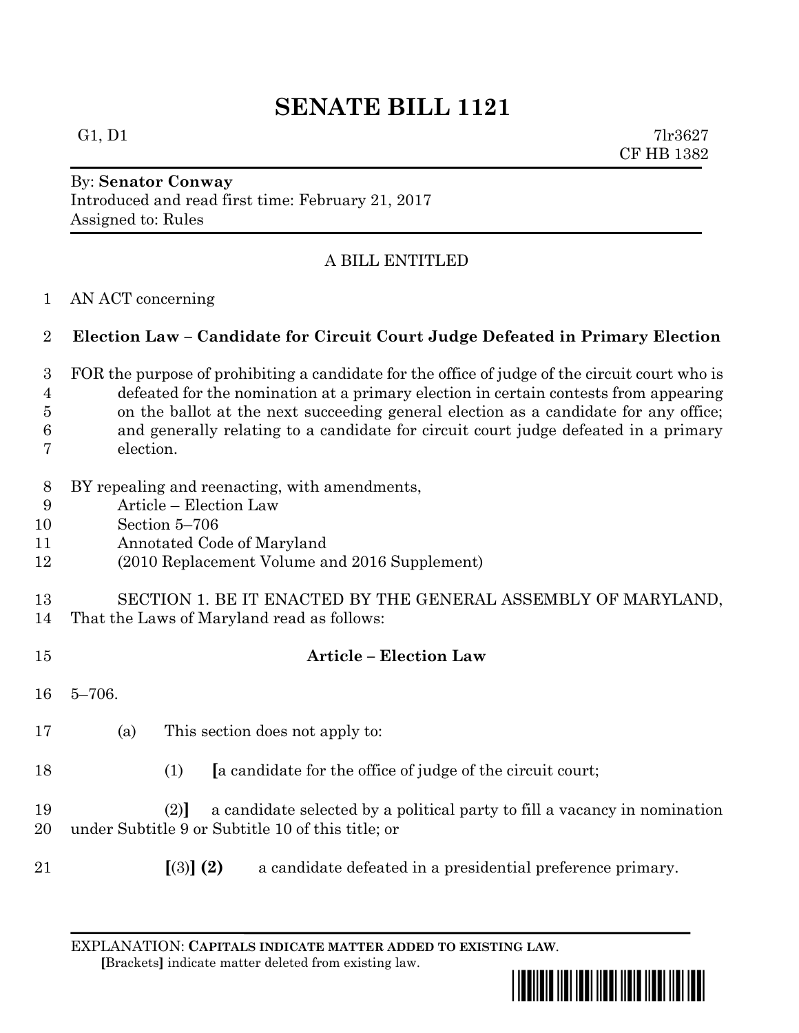# SENATE BILL 1121

G1, D1 7lr3627
CF HB 1382

By: **Senator Conway**
Introduced and read first time: February 21, 2017
Assigned to: Rules

A BILL ENTITLED

1 AN ACT concerning

2 **Election Law – Candidate for Circuit Court Judge Defeated in Primary Election**

3 FOR the purpose of prohibiting a candidate for the office of judge of the circuit court who is
4 defeated for the nomination at a primary election in certain contests from appearing
5 on the ballot at the next succeeding general election as a candidate for any office;
6 and generally relating to a candidate for circuit court judge defeated in a primary
7 election.

8 BY repealing and reenacting, with amendments,
9 Article – Election Law
10 Section 5–706
11 Annotated Code of Maryland
12 (2010 Replacement Volume and 2016 Supplement)

13 SECTION 1. BE IT ENACTED BY THE GENERAL ASSEMBLY OF MARYLAND,
14 That the Laws of Maryland read as follows:

15 **Article – Election Law**

16 5–706.

17 (a) This section does not apply to:

18 (1) **[**a candidate for the office of judge of the circuit court;

19 (2)**]** a candidate selected by a political party to fill a vacancy in nomination
20 under Subtitle 9 or Subtitle 10 of this title; or

21 **[**(3)**] (2)** a candidate defeated in a presidential preference primary.

EXPLANATION: **CAPITALS INDICATE MATTER ADDED TO EXISTING LAW**.
**[**Brackets**]** indicate matter deleted from existing law.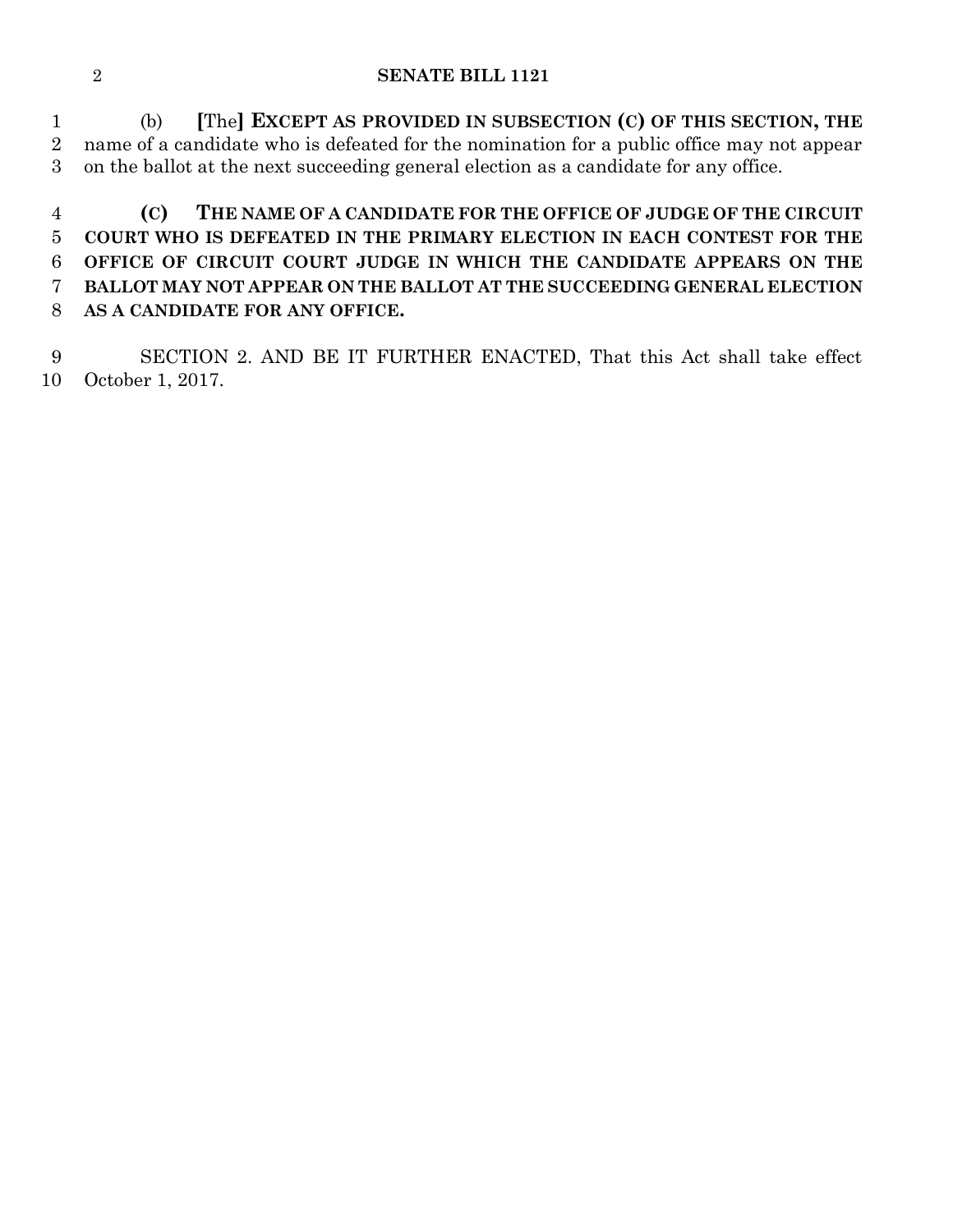(b) **[**The**] EXCEPT AS PROVIDED IN SUBSECTION (C) OF THIS SECTION, THE** name of a candidate who is defeated for the nomination for a public office may not appear on the ballot at the next succeeding general election as a candidate for any office.

**(C) THE NAME OF A CANDIDATE FOR THE OFFICE OF JUDGE OF THE CIRCUIT COURT WHO IS DEFEATED IN THE PRIMARY ELECTION IN EACH CONTEST FOR THE OFFICE OF CIRCUIT COURT JUDGE IN WHICH THE CANDIDATE APPEARS ON THE BALLOT MAY NOT APPEAR ON THE BALLOT AT THE SUCCEEDING GENERAL ELECTION AS A CANDIDATE FOR ANY OFFICE.**

SECTION 2. AND BE IT FURTHER ENACTED, That this Act shall take effect October 1, 2017.